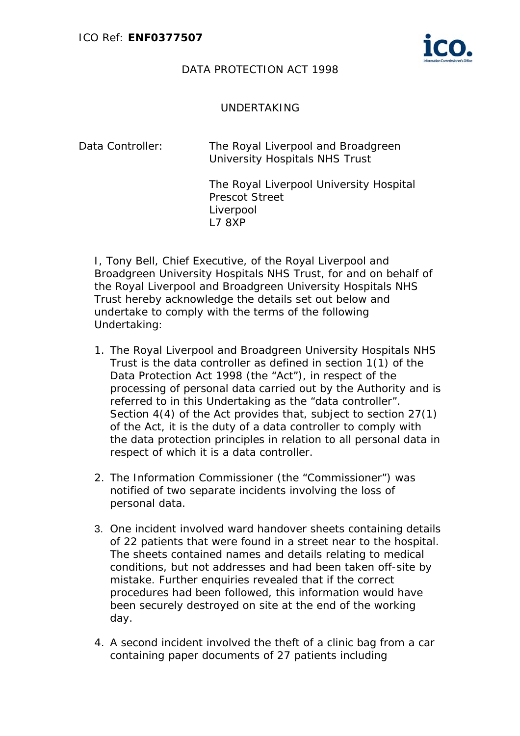ICO Ref: **ENF0377507**

DATA PROTECTION ACT 1998

UNDERTAKING

Data Controller: The Royal Liverpool and Broadgreen University Hospitals NHS Trust

The Royal Liverpool University Hospital
Prescot Street
Liverpool
L7 8XP

I, Tony Bell, Chief Executive, of the Royal Liverpool and Broadgreen University Hospitals NHS Trust, for and on behalf of the Royal Liverpool and Broadgreen University Hospitals NHS Trust hereby acknowledge the details set out below and undertake to comply with the terms of the following Undertaking:

1. The Royal Liverpool and Broadgreen University Hospitals NHS Trust is the data controller as defined in section 1(1) of the Data Protection Act 1998 (the "Act"), in respect of the processing of personal data carried out by the Authority and is referred to in this Undertaking as the "data controller". Section 4(4) of the Act provides that, subject to section 27(1) of the Act, it is the duty of a data controller to comply with the data protection principles in relation to all personal data in respect of which it is a data controller.

2. The Information Commissioner (the "Commissioner") was notified of two separate incidents involving the loss of personal data.

3. One incident involved ward handover sheets containing details of 22 patients that were found in a street near to the hospital. The sheets contained names and details relating to medical conditions, but not addresses and had been taken off-site by mistake. Further enquiries revealed that if the correct procedures had been followed, this information would have been securely destroyed on site at the end of the working day.

4. A second incident involved the theft of a clinic bag from a car containing paper documents of 27 patients including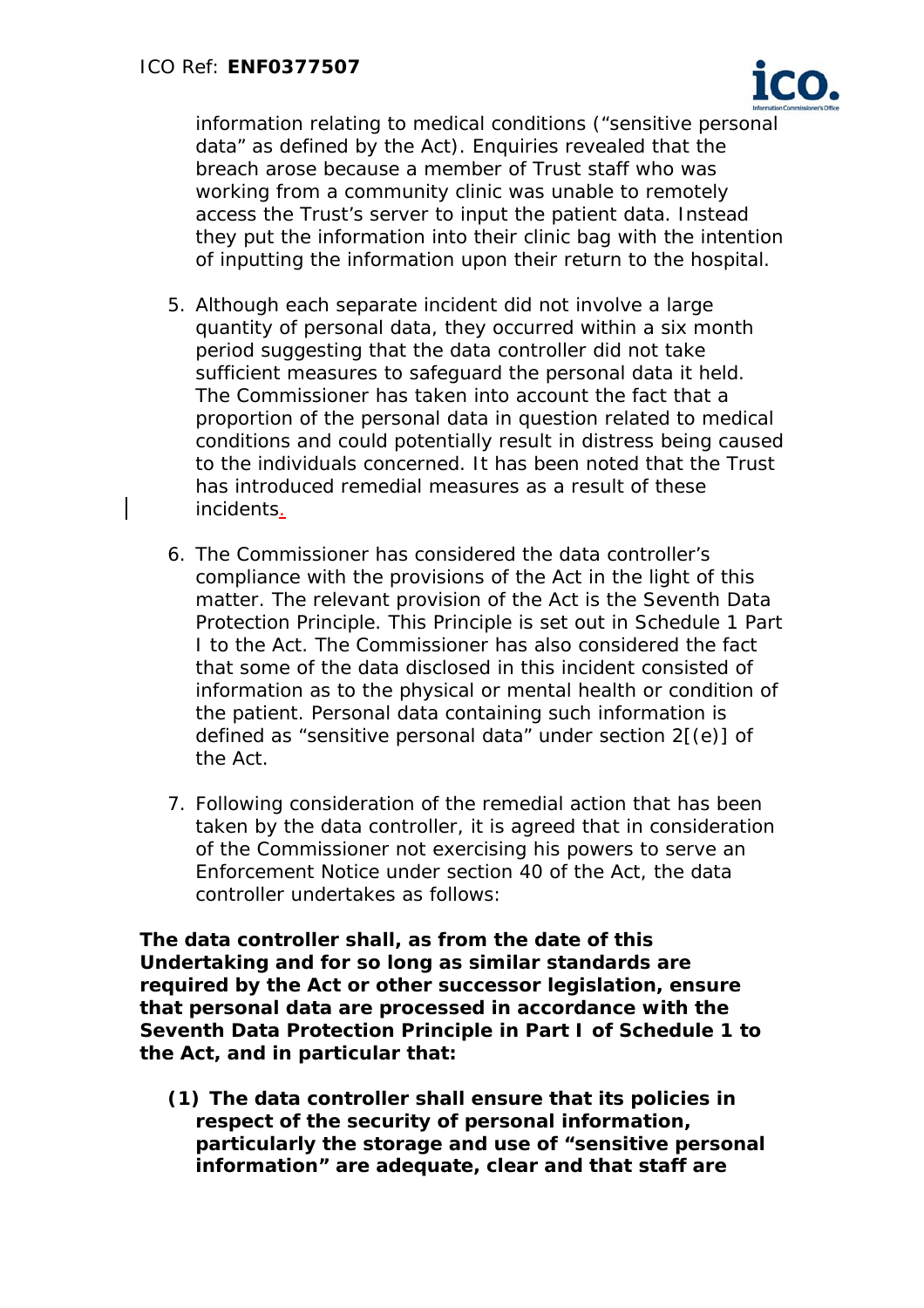information relating to medical conditions (“sensitive personal data” as defined by the Act). Enquiries revealed that the breach arose because a member of Trust staff who was working from a community clinic was unable to remotely access the Trust’s server to input the patient data. Instead they put the information into their clinic bag with the intention of inputting the information upon their return to the hospital.

5. Although each separate incident did not involve a large quantity of personal data, they occurred within a six month period suggesting that the data controller did not take sufficient measures to safeguard the personal data it held. The Commissioner has taken into account the fact that a proportion of the personal data in question related to medical conditions and could potentially result in distress being caused to the individuals concerned. It has been noted that the Trust has introduced remedial measures as a result of these incidents.

6. The Commissioner has considered the data controller’s compliance with the provisions of the Act in the light of this matter. The relevant provision of the Act is the Seventh Data Protection Principle. This Principle is set out in Schedule 1 Part I to the Act. The Commissioner has also considered the fact that some of the data disclosed in this incident consisted of information as to the physical or mental health or condition of the patient. Personal data containing such information is defined as “sensitive personal data” under section 2[(e)] of the Act.

7. Following consideration of the remedial action that has been taken by the data controller, it is agreed that in consideration of the Commissioner not exercising his powers to serve an Enforcement Notice under section 40 of the Act, the data controller undertakes as follows:

**The data controller shall, as from the date of this Undertaking and for so long as similar standards are required by the Act or other successor legislation, ensure that personal data are processed in accordance with the Seventh Data Protection Principle in Part I of Schedule 1 to the Act, and in particular that:**

**(1) The data controller shall ensure that its policies in respect of the security of personal information, particularly the storage and use of “sensitive personal information” are adequate, clear and that staff are**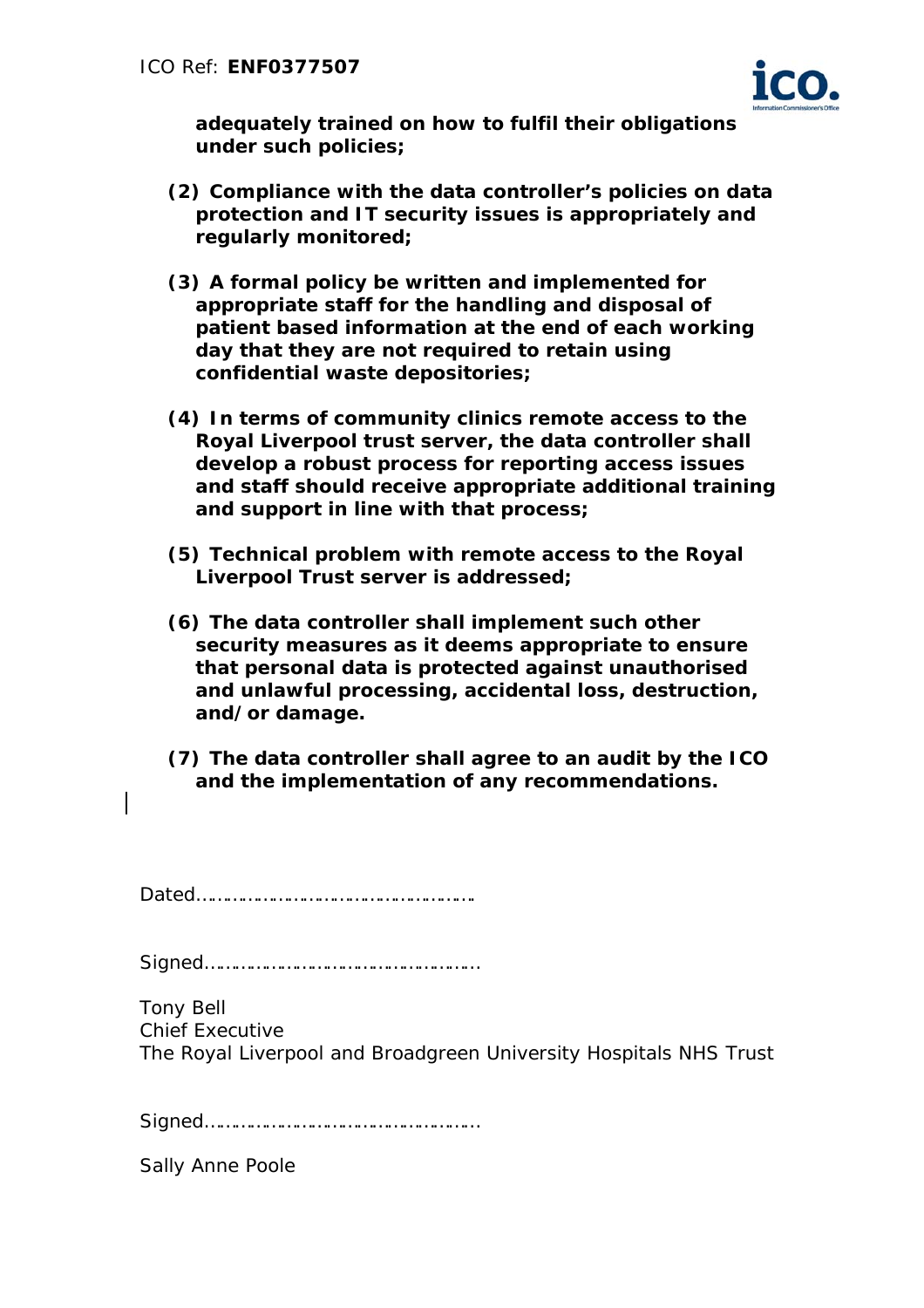**adequately trained on how to fulfil their obligations under such policies;**

**(2) Compliance with the data controller's policies on data protection and IT security issues is appropriately and regularly monitored;**

**(3) A formal policy be written and implemented for appropriate staff for the handling and disposal of patient based information at the end of each working day that they are not required to retain using confidential waste depositories;**

**(4) In terms of community clinics remote access to the Royal Liverpool trust server, the data controller shall develop a robust process for reporting access issues and staff should receive appropriate additional training and support in line with that process;**

**(5) Technical problem with remote access to the Royal Liverpool Trust server is addressed;**

**(6) The data controller shall implement such other security measures as it deems appropriate to ensure that personal data is protected against unauthorised and unlawful processing, accidental loss, destruction, and/or damage.**

**(7) The data controller shall agree to an audit by the ICO and the implementation of any recommendations.**

Dated……………………………………………….

Signed…………………………………………….

Tony Bell
Chief Executive
The Royal Liverpool and Broadgreen University Hospitals NHS Trust

Signed…………………………………………….

Sally Anne Poole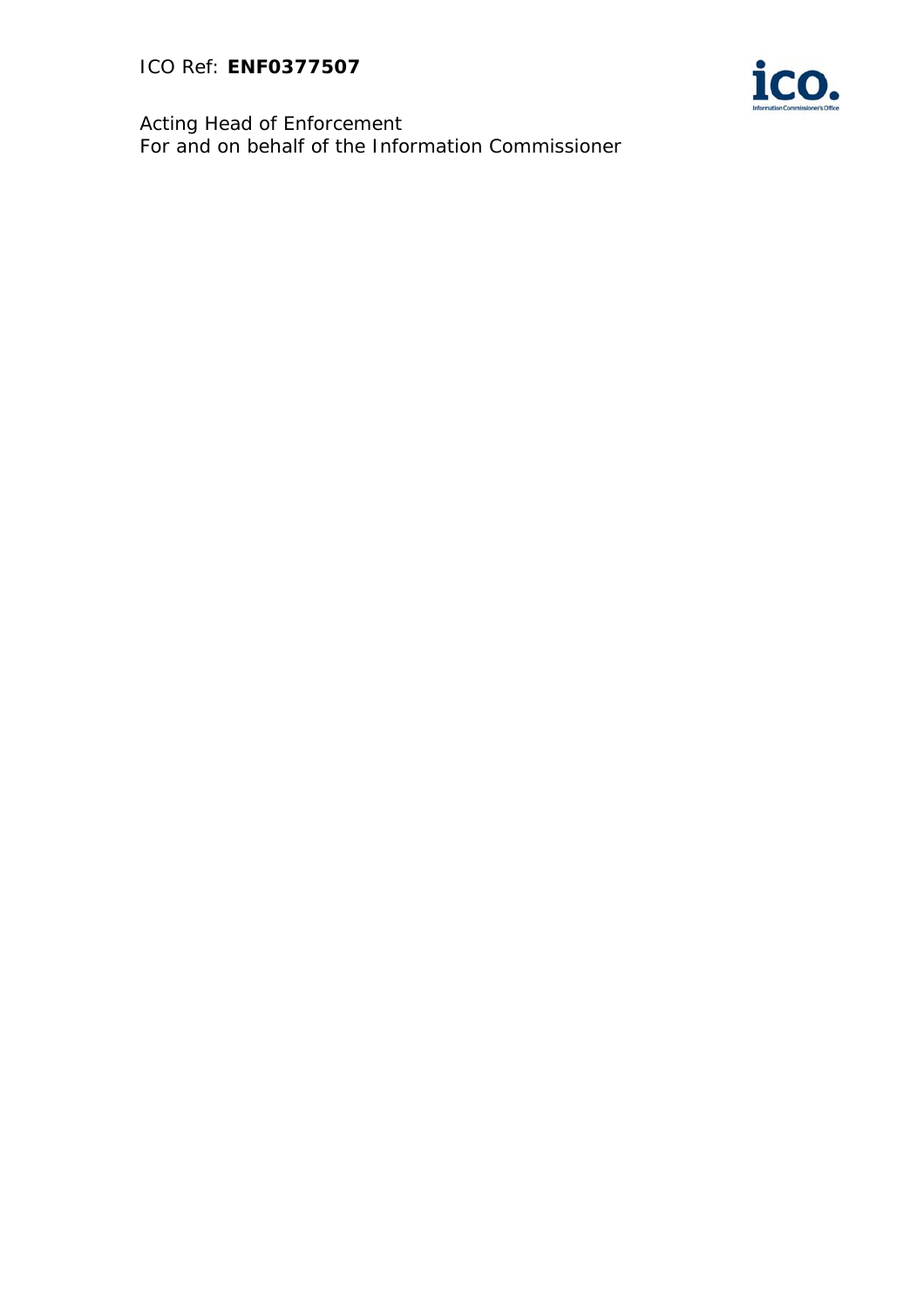Acting Head of Enforcement
For and on behalf of the Information Commissioner